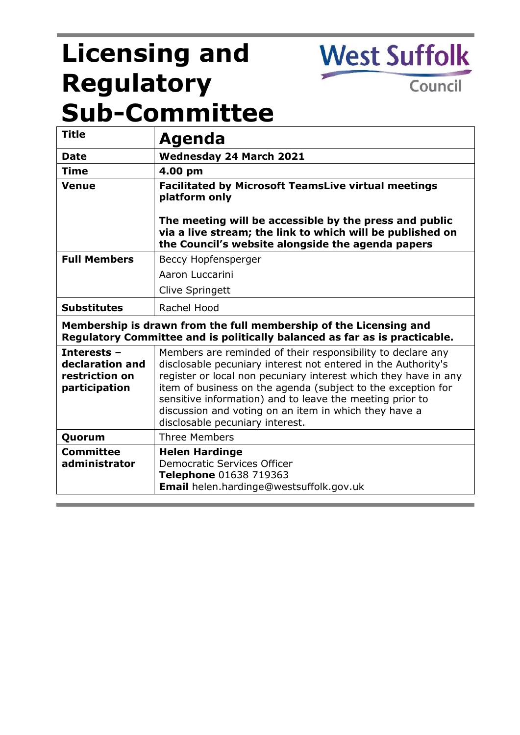# Licensing and Regulatory Sub-Committee

West Suffolk Council

| Title | **Agenda** |
|---|---|
| **Date** | **Wednesday 24 March 2021** |
| **Time** | **4.00 pm** |
| **Venue** | **Facilitated by Microsoft TeamsLive virtual meetings platform only**<br><br>**The meeting will be accessible by the press and public via a live stream; the link to which will be published on the Council's website alongside the agenda papers** |
| **Full Members** | Beccy Hopfensperger<br>Aaron Luccarini<br>Clive Springett |
| **Substitutes** | Rachel Hood |
| **Membership is drawn from the full membership of the Licensing and Regulatory Committee and is politically balanced as far as is practicable.** | |
| **Interests – declaration and restriction on participation** | Members are reminded of their responsibility to declare any disclosable pecuniary interest not entered in the Authority's register or local non pecuniary interest which they have in any item of business on the agenda (subject to the exception for sensitive information) and to leave the meeting prior to discussion and voting on an item in which they have a disclosable pecuniary interest. |
| **Quorum** | Three Members |
| **Committee administrator** | **Helen Hardinge**<br>Democratic Services Officer<br>**Telephone** 01638 719363<br>**Email** helen.hardinge@westsuffolk.gov.uk |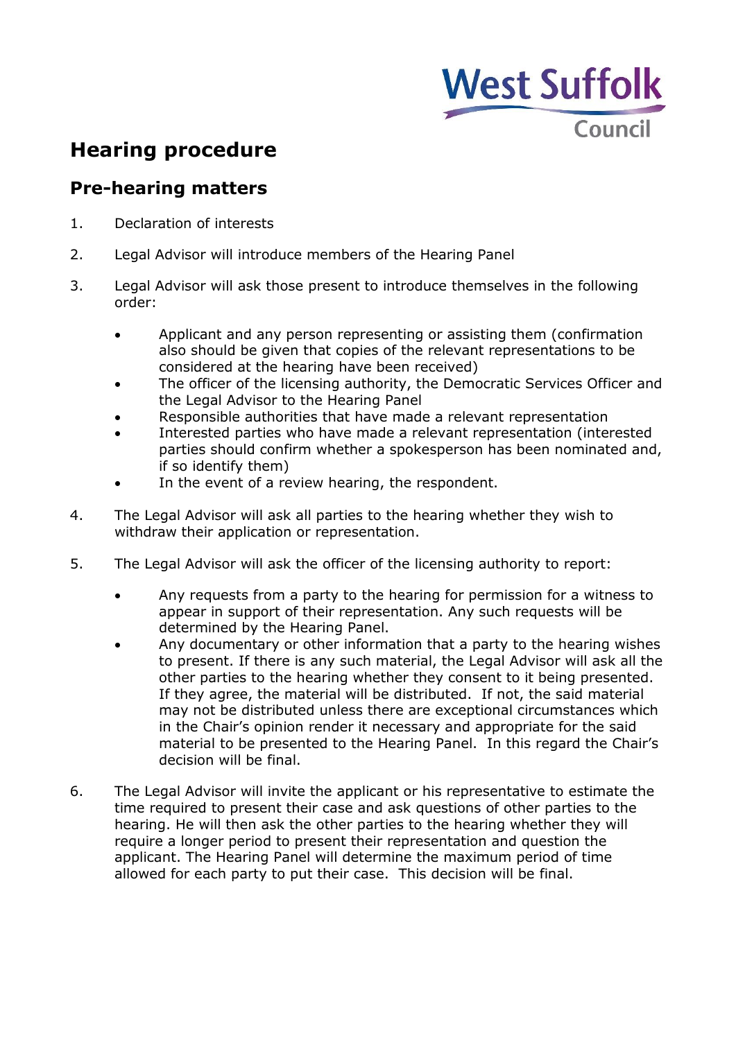# Hearing procedure

## Pre-hearing matters

1. Declaration of interests

2. Legal Advisor will introduce members of the Hearing Panel

3. Legal Advisor will ask those present to introduce themselves in the following order:

   - Applicant and any person representing or assisting them (confirmation also should be given that copies of the relevant representations to be considered at the hearing have been received)
   - The officer of the licensing authority, the Democratic Services Officer and the Legal Advisor to the Hearing Panel
   - Responsible authorities that have made a relevant representation
   - Interested parties who have made a relevant representation (interested parties should confirm whether a spokesperson has been nominated and, if so identify them)
   - In the event of a review hearing, the respondent.

4. The Legal Advisor will ask all parties to the hearing whether they wish to withdraw their application or representation.

5. The Legal Advisor will ask the officer of the licensing authority to report:

   - Any requests from a party to the hearing for permission for a witness to appear in support of their representation. Any such requests will be determined by the Hearing Panel.
   - Any documentary or other information that a party to the hearing wishes to present. If there is any such material, the Legal Advisor will ask all the other parties to the hearing whether they consent to it being presented. If they agree, the material will be distributed. If not, the said material may not be distributed unless there are exceptional circumstances which in the Chair's opinion render it necessary and appropriate for the said material to be presented to the Hearing Panel. In this regard the Chair's decision will be final.

6. The Legal Advisor will invite the applicant or his representative to estimate the time required to present their case and ask questions of other parties to the hearing. He will then ask the other parties to the hearing whether they will require a longer period to present their representation and question the applicant. The Hearing Panel will determine the maximum period of time allowed for each party to put their case. This decision will be final.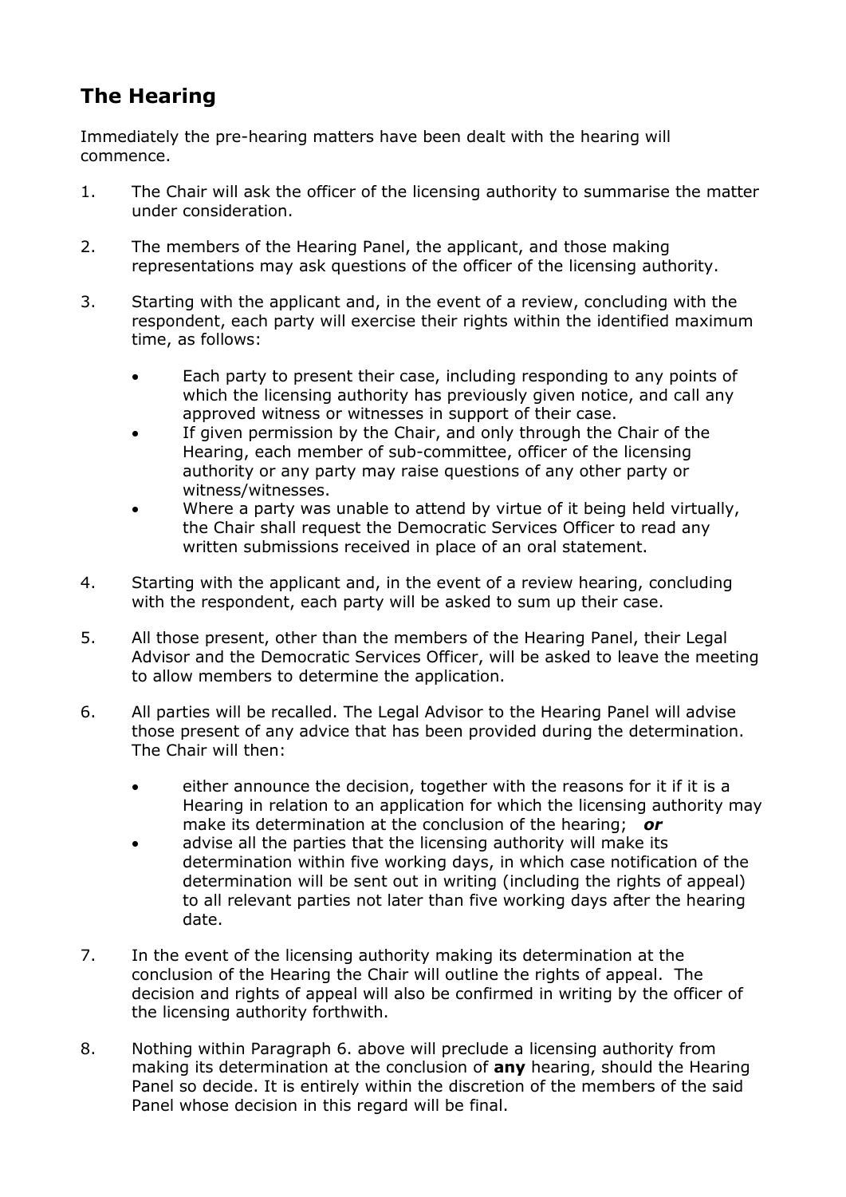## The Hearing

Immediately the pre-hearing matters have been dealt with the hearing will commence.

1. The Chair will ask the officer of the licensing authority to summarise the matter under consideration.

2. The members of the Hearing Panel, the applicant, and those making representations may ask questions of the officer of the licensing authority.

3. Starting with the applicant and, in the event of a review, concluding with the respondent, each party will exercise their rights within the identified maximum time, as follows:

   - Each party to present their case, including responding to any points of which the licensing authority has previously given notice, and call any approved witness or witnesses in support of their case.
   - If given permission by the Chair, and only through the Chair of the Hearing, each member of sub-committee, officer of the licensing authority or any party may raise questions of any other party or witness/witnesses.
   - Where a party was unable to attend by virtue of it being held virtually, the Chair shall request the Democratic Services Officer to read any written submissions received in place of an oral statement.

4. Starting with the applicant and, in the event of a review hearing, concluding with the respondent, each party will be asked to sum up their case.

5. All those present, other than the members of the Hearing Panel, their Legal Advisor and the Democratic Services Officer, will be asked to leave the meeting to allow members to determine the application.

6. All parties will be recalled. The Legal Advisor to the Hearing Panel will advise those present of any advice that has been provided during the determination. The Chair will then:

   - either announce the decision, together with the reasons for it if it is a Hearing in relation to an application for which the licensing authority may make its determination at the conclusion of the hearing; ***or***
   - advise all the parties that the licensing authority will make its determination within five working days, in which case notification of the determination will be sent out in writing (including the rights of appeal) to all relevant parties not later than five working days after the hearing date.

7. In the event of the licensing authority making its determination at the conclusion of the Hearing the Chair will outline the rights of appeal. The decision and rights of appeal will also be confirmed in writing by the officer of the licensing authority forthwith.

8. Nothing within Paragraph 6. above will preclude a licensing authority from making its determination at the conclusion of **any** hearing, should the Hearing Panel so decide. It is entirely within the discretion of the members of the said Panel whose decision in this regard will be final.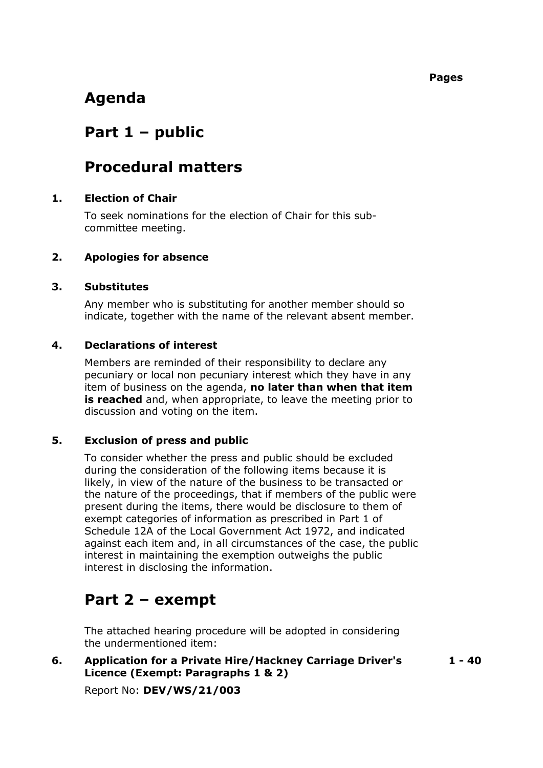**Pages**

# Agenda

## Part 1 – public

## Procedural matters

**1. Election of Chair**

To seek nominations for the election of Chair for this sub-committee meeting.

**2. Apologies for absence**

**3. Substitutes**

Any member who is substituting for another member should so indicate, together with the name of the relevant absent member.

**4. Declarations of interest**

Members are reminded of their responsibility to declare any pecuniary or local non pecuniary interest which they have in any item of business on the agenda, **no later than when that item is reached** and, when appropriate, to leave the meeting prior to discussion and voting on the item.

**5. Exclusion of press and public**

To consider whether the press and public should be excluded during the consideration of the following items because it is likely, in view of the nature of the business to be transacted or the nature of the proceedings, that if members of the public were present during the items, there would be disclosure to them of exempt categories of information as prescribed in Part 1 of Schedule 12A of the Local Government Act 1972, and indicated against each item and, in all circumstances of the case, the public interest in maintaining the exemption outweighs the public interest in disclosing the information.

## Part 2 – exempt

The attached hearing procedure will be adopted in considering the undermentioned item:

**6. Application for a Private Hire/Hackney Carriage Driver's Licence (Exempt: Paragraphs 1 & 2)** **1 - 40**

Report No: **DEV/WS/21/003**